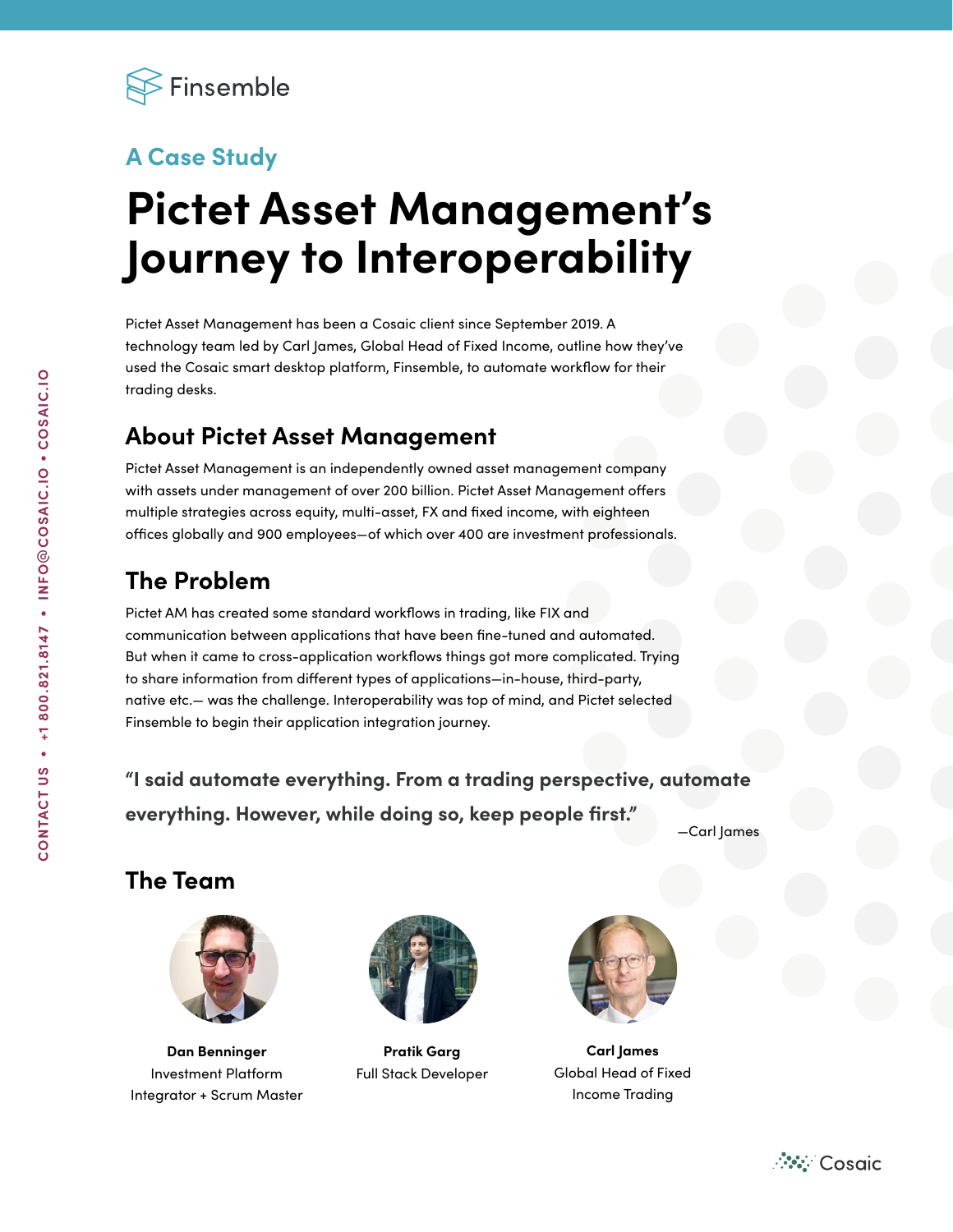Finsemble

## A Case Study

# Pictet Asset Management's Journey to Interoperability

Pictet Asset Management has been a Cosaic client since September 2019. A technology team led by Carl James, Global Head of Fixed Income, outline how they've used the Cosaic smart desktop platform, Finsemble, to automate workflow for their trading desks.

## About Pictet Asset Management

Pictet Asset Management is an independently owned asset management company with assets under management of over 200 billion. Pictet Asset Management offers multiple strategies across equity, multi-asset, FX and fixed income, with eighteen offices globally and 900 employees—of which over 400 are investment professionals.

## The Problem

Pictet AM has created some standard workflows in trading, like FIX and communication between applications that have been fine-tuned and automated. But when it came to cross-application workflows things got more complicated. Trying to share information from different types of applications—in-house, third-party, native etc.— was the challenge. Interoperability was top of mind, and Pictet selected Finsemble to begin their application integration journey.

**"I said automate everything. From a trading perspective, automate everything. However, while doing so, keep people first."**

—Carl James

## The Team

**Dan Benninger**
Investment Platform Integrator + Scrum Master

**Pratik Garg**
Full Stack Developer

**Carl James**
Global Head of Fixed Income Trading

CONTACT US • +1 800.821.8147 • INFO@COSAIC.IO • COSAIC.IO

Cosaic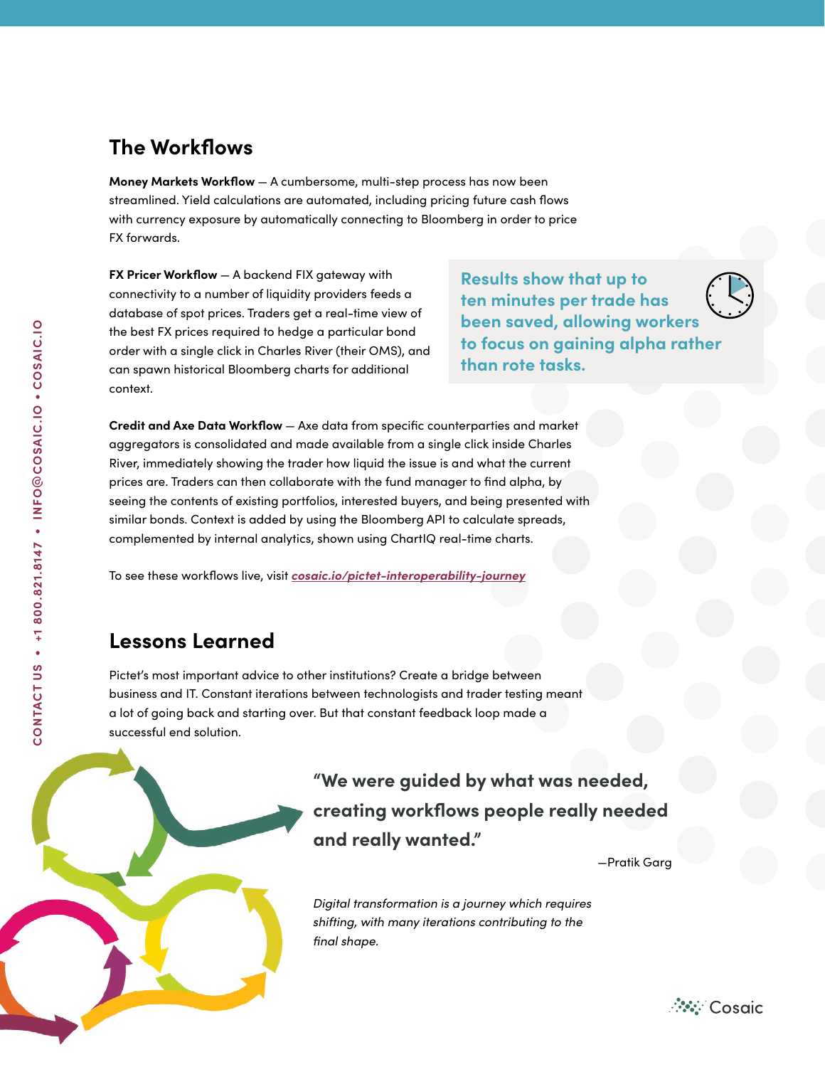## The Workflows

**Money Markets Workflow** — A cumbersome, multi-step process has now been streamlined. Yield calculations are automated, including pricing future cash flows with currency exposure by automatically connecting to Bloomberg in order to price FX forwards.

**FX Pricer Workflow** — A backend FIX gateway with connectivity to a number of liquidity providers feeds a database of spot prices. Traders get a real-time view of the best FX prices required to hedge a particular bond order with a single click in Charles River (their OMS), and can spawn historical Bloomberg charts for additional context.

**Results show that up to ten minutes per trade has been saved, allowing workers to focus on gaining alpha rather than rote tasks.**

**Credit and Axe Data Workflow** — Axe data from specific counterparties and market aggregators is consolidated and made available from a single click inside Charles River, immediately showing the trader how liquid the issue is and what the current prices are. Traders can then collaborate with the fund manager to find alpha, by seeing the contents of existing portfolios, interested buyers, and being presented with similar bonds. Context is added by using the Bloomberg API to calculate spreads, complemented by internal analytics, shown using ChartIQ real-time charts.

To see these workflows live, visit ***cosaic.io/pictet-interoperability-journey***

## Lessons Learned

Pictet's most important advice to other institutions? Create a bridge between business and IT. Constant iterations between technologists and trader testing meant a lot of going back and starting over. But that constant feedback loop made a successful end solution.

**"We were guided by what was needed, creating workflows people really needed and really wanted."**

—Pratik Garg

*Digital transformation is a journey which requires shifting, with many iterations contributing to the final shape.*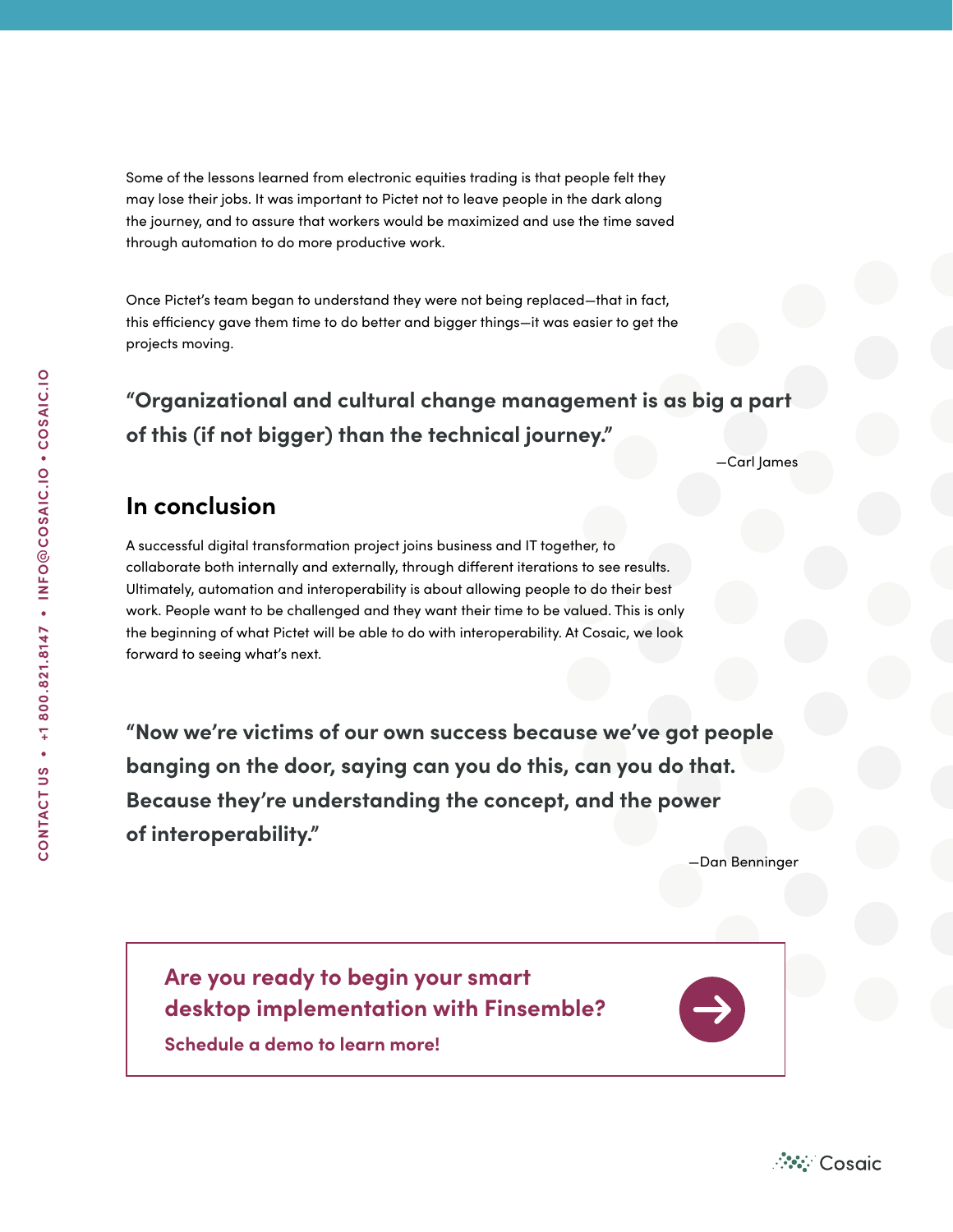Some of the lessons learned from electronic equities trading is that people felt they may lose their jobs. It was important to Pictet not to leave people in the dark along the journey, and to assure that workers would be maximized and use the time saved through automation to do more productive work.

Once Pictet's team began to understand they were not being replaced—that in fact, this efficiency gave them time to do better and bigger things—it was easier to get the projects moving.

> **"Organizational and cultural change management is as big a part of this (if not bigger) than the technical journey."**
>
> —Carl James

## In conclusion

A successful digital transformation project joins business and IT together, to collaborate both internally and externally, through different iterations to see results. Ultimately, automation and interoperability is about allowing people to do their best work. People want to be challenged and they want their time to be valued. This is only the beginning of what Pictet will be able to do with interoperability. At Cosaic, we look forward to seeing what's next.

> **"Now we're victims of our own success because we've got people banging on the door, saying can you do this, can you do that. Because they're understanding the concept, and the power of interoperability."**
>
> —Dan Benninger

**Are you ready to begin your smart desktop implementation with Finsemble?**

**Schedule a demo to learn more!**

CONTACT US • +1 800.821.8147 • INFO@COSAIC.IO • COSAIC.IO

Cosaic